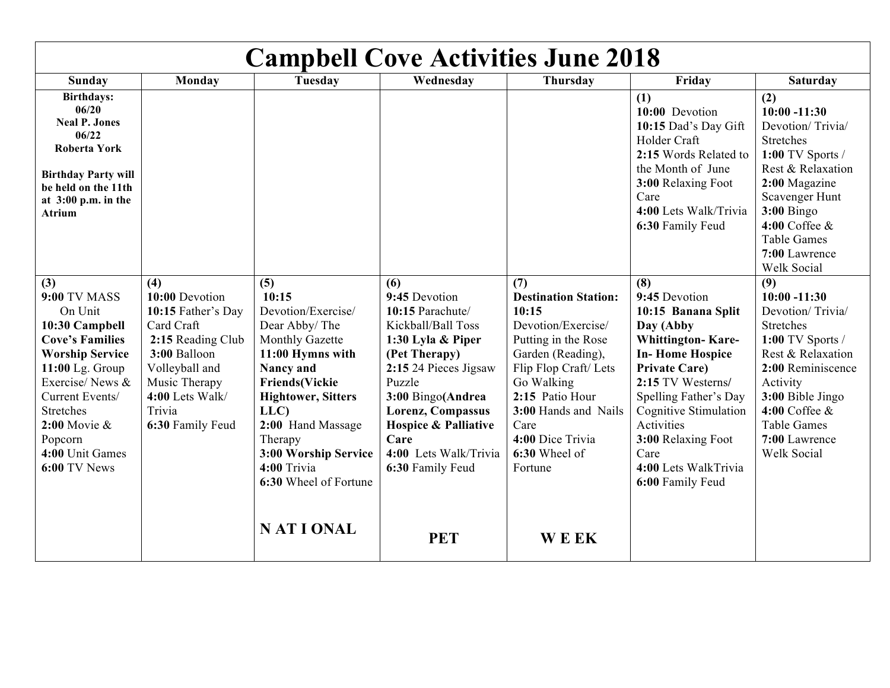# Campbell Cove Activities June 2018

| Sunday | Monday | Tuesday | Wednesday | Thursday | Friday | Saturday |
|---|---|---|---|---|---|---|
| **Birthdays:** **06/20** **Neal P. Jones** **06/22** **Roberta York** <br><br> **Birthday Party will be held on the 11th at 3:00 p.m. in the Atrium** | | | | | **(1)** <br> **10:00** Devotion <br> **10:15** Dad's Day Gift Holder Craft <br> **2:15** Words Related to the Month of June <br> **3:00** Relaxing Foot Care <br> **4:00** Lets Walk/Trivia <br> **6:30** Family Feud | **(2)** <br> **10:00 -11:30** Devotion/ Trivia/ Stretches <br> **1:00** TV Sports / Rest & Relaxation <br> **2:00** Magazine Scavenger Hunt <br> **3:00** Bingo <br> **4:00** Coffee & Table Games <br> **7:00** Lawrence Welk Social |
| **(3)** <br> **9:00** TV MASS On Unit <br> **10:30 Campbell Cove's Families Worship Service** <br> **11:00** Lg. Group Exercise/ News & Current Events/ Stretches <br> **2:00** Movie & Popcorn <br> **4:00** Unit Games <br> **6:00** TV News | **(4)** <br> **10:00** Devotion <br> **10:15** Father's Day Card Craft <br> **2:15** Reading Club <br> **3:00** Balloon Volleyball and Music Therapy <br> **4:00** Lets Walk/ Trivia <br> **6:30** Family Feud | **(5)** <br> **10:15** Devotion/Exercise/ Dear Abby/ The Monthly Gazette <br> **11:00 Hymns with Nancy and Friends(Vickie Hightower, Sitters LLC)** <br> **2:00** Hand Massage Therapy <br> **3:00 Worship Service** <br> **4:00** Trivia <br> **6:30** Wheel of Fortune <br><br> **N AT I ONAL** | **(6)** <br> **9:45** Devotion <br> **10:15** Parachute/ Kickball/Ball Toss <br> **1:30 Lyla & Piper (Pet Therapy)** <br> **2:15** 24 Pieces Jigsaw Puzzle <br> **3:00** Bingo**(Andrea Lorenz, Compassus Hospice & Palliative Care** <br> **4:00** Lets Walk/Trivia <br> **6:30** Family Feud <br><br> **PET** | **(7)** <br> **Destination Station: 10:15** Devotion/Exercise/ Putting in the Rose Garden (Reading), Flip Flop Craft/ Lets Go Walking <br> **2:15** Patio Hour <br> **3:00** Hands and Nails Care <br> **4:00** Dice Trivia <br> **6:30** Wheel of Fortune <br><br> **W E EK** | **(8)** <br> **9:45** Devotion <br> **10:15 Banana Split Day (Abby Whittington- Kare-In- Home Hospice Private Care)** <br> **2:15** TV Westerns/ Spelling Father's Day Cognitive Stimulation Activities <br> **3:00** Relaxing Foot Care <br> **4:00** Lets WalkTrivia <br> **6:00** Family Feud | **(9)** <br> **10:00 -11:30** Devotion/ Trivia/ Stretches <br> **1:00** TV Sports / Rest & Relaxation <br> **2:00** Reminiscence Activity <br> **3:00** Bible Jingo <br> **4:00** Coffee & Table Games <br> **7:00** Lawrence Welk Social |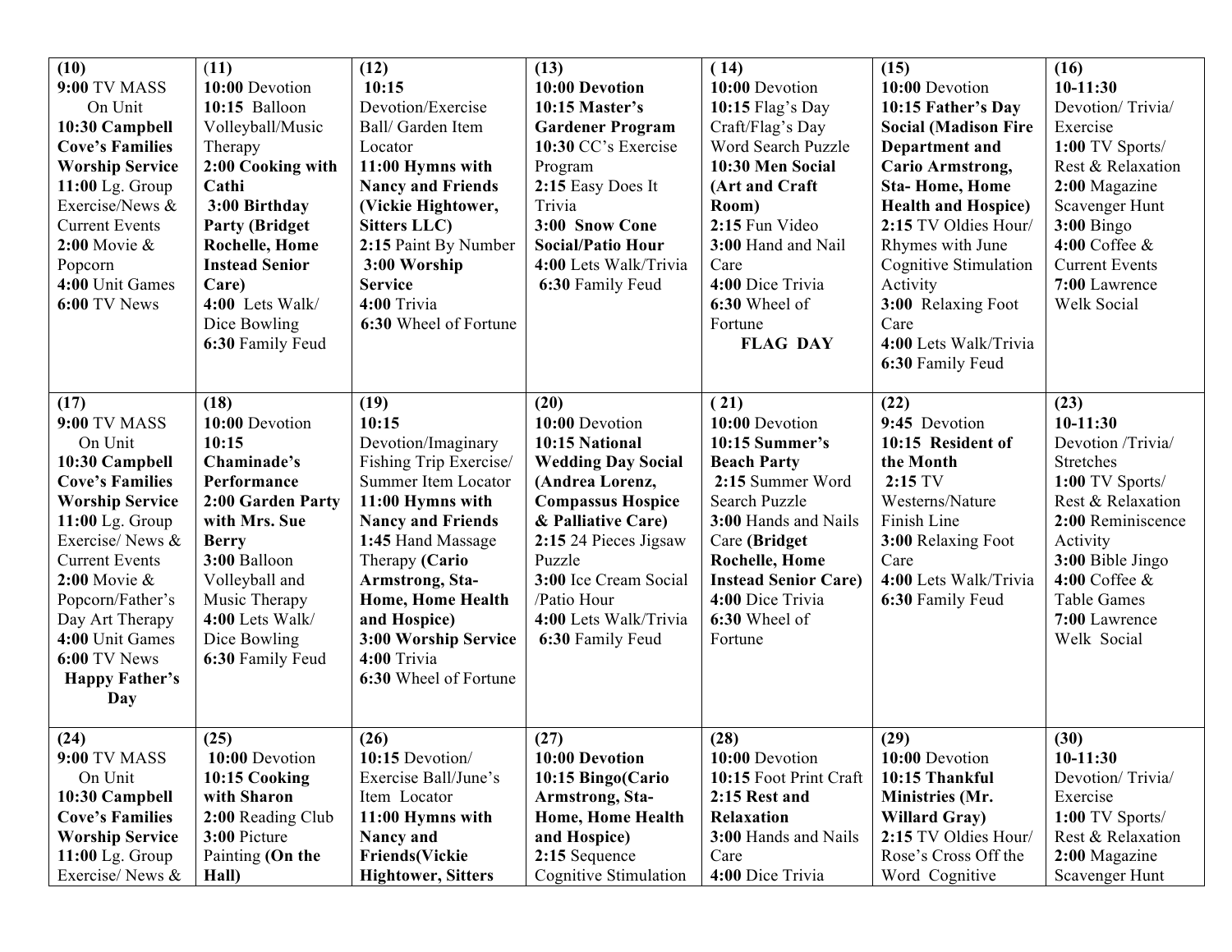| (10) | (11) | (12) | (13) | (14) | (15) | (16) |
|---|---|---|---|---|---|---|
| **(10)** **9:00** TV MASS On Unit **10:30 Campbell Cove's Families Worship Service** **11:00** Lg. Group Exercise/News & Current Events **2:00** Movie & Popcorn **4:00** Unit Games **6:00** TV News | **(11)** **10:00** Devotion **10:15** Balloon Volleyball/Music Therapy **2:00 Cooking with Cathi** **3:00 Birthday Party (Bridget Rochelle, Home Instead Senior Care)** **4:00** Lets Walk/ Dice Bowling **6:30** Family Feud | **(12)** **10:15** Devotion/Exercise Ball/ Garden Item Locator **11:00 Hymns with Nancy and Friends (Vickie Hightower, Sitters LLC)** **2:15** Paint By Number **3:00 Worship Service** **4:00** Trivia **6:30** Wheel of Fortune | **(13)** **10:00 Devotion** **10:15 Master's Gardener Program** **10:30** CC's Exercise Program **2:15** Easy Does It Trivia **3:00 Snow Cone Social/Patio Hour** **4:00** Lets Walk/Trivia **6:30** Family Feud | **(14)** **10:00** Devotion **10:15** Flag's Day Craft/Flag's Day Word Search Puzzle **10:30 Men Social (Art and Craft Room)** **2:15** Fun Video **3:00** Hand and Nail Care **4:00** Dice Trivia **6:30** Wheel of Fortune **FLAG DAY** | **(15)** **10:00** Devotion **10:15 Father's Day Social (Madison Fire Department and Cario Armstrong, Sta- Home, Home Health and Hospice)** **2:15** TV Oldies Hour/ Rhymes with June Cognitive Stimulation Activity **3:00** Relaxing Foot Care **4:00** Lets Walk/Trivia **6:30** Family Feud | **(16)** **10-11:30** Devotion/ Trivia/ Exercise **1:00** TV Sports/ Rest & Relaxation **2:00** Magazine Scavenger Hunt **3:00** Bingo **4:00** Coffee & Current Events **7:00** Lawrence Welk Social |
| **(17)** **9:00** TV MASS On Unit **10:30 Campbell Cove's Families Worship Service** **11:00** Lg. Group Exercise/ News & Current Events **2:00** Movie & Popcorn/Father's Day Art Therapy **4:00** Unit Games **6:00** TV News **Happy Father's Day** | **(18)** **10:00** Devotion **10:15 Chaminade's Performance** **2:00 Garden Party with Mrs. Sue Berry** **3:00** Balloon Volleyball and Music Therapy **4:00** Lets Walk/ Dice Bowling **6:30** Family Feud | **(19)** **10:15** Devotion/Imaginary Fishing Trip Exercise/ Summer Item Locator **11:00 Hymns with Nancy and Friends** **1:45** Hand Massage Therapy **(Cario Armstrong, Sta- Home, Home Health and Hospice)** **3:00 Worship Service** **4:00** Trivia **6:30** Wheel of Fortune | **(20)** **10:00** Devotion **10:15 National Wedding Day Social (Andrea Lorenz, Compassus Hospice & Palliative Care)** **2:15** 24 Pieces Jigsaw Puzzle **3:00** Ice Cream Social /Patio Hour **4:00** Lets Walk/Trivia **6:30** Family Feud | **(21)** **10:00** Devotion **10:15 Summer's Beach Party** **2:15** Summer Word Search Puzzle **3:00** Hands and Nails Care **(Bridget Rochelle, Home Instead Senior Care)** **4:00** Dice Trivia **6:30** Wheel of Fortune | **(22)** **9:45** Devotion **10:15 Resident of the Month** **2:15** TV Westerns/Nature Finish Line **3:00** Relaxing Foot Care **4:00** Lets Walk/Trivia **6:30** Family Feud | **(23)** **10-11:30** Devotion /Trivia/ Stretches **1:00** TV Sports/ Rest & Relaxation **2:00** Reminiscence Activity **3:00** Bible Jingo **4:00** Coffee & Table Games **7:00** Lawrence Welk Social |
| **(24)** **9:00** TV MASS On Unit **10:30 Campbell Cove's Families Worship Service** **11:00** Lg. Group Exercise/ News & | **(25)** **10:00** Devotion **10:15 Cooking with Sharon** **2:00** Reading Club **3:00** Picture Painting **(On the Hall)** | **(26)** **10:15** Devotion/ Exercise Ball/June's Item Locator **11:00 Hymns with Nancy and Friends(Vickie Hightower, Sitters** | **(27)** **10:00 Devotion** **10:15 Bingo(Cario Armstrong, Sta- Home, Home Health and Hospice)** **2:15** Sequence Cognitive Stimulation | **(28)** **10:00** Devotion **10:15** Foot Print Craft **2:15 Rest and Relaxation** **3:00** Hands and Nails Care **4:00** Dice Trivia | **(29)** **10:00** Devotion **10:15 Thankful Ministries (Mr. Willard Gray)** **2:15** TV Oldies Hour/ Rose's Cross Off the Word Cognitive | **(30)** **10-11:30** Devotion/ Trivia/ Exercise **1:00** TV Sports/ Rest & Relaxation **2:00** Magazine Scavenger Hunt |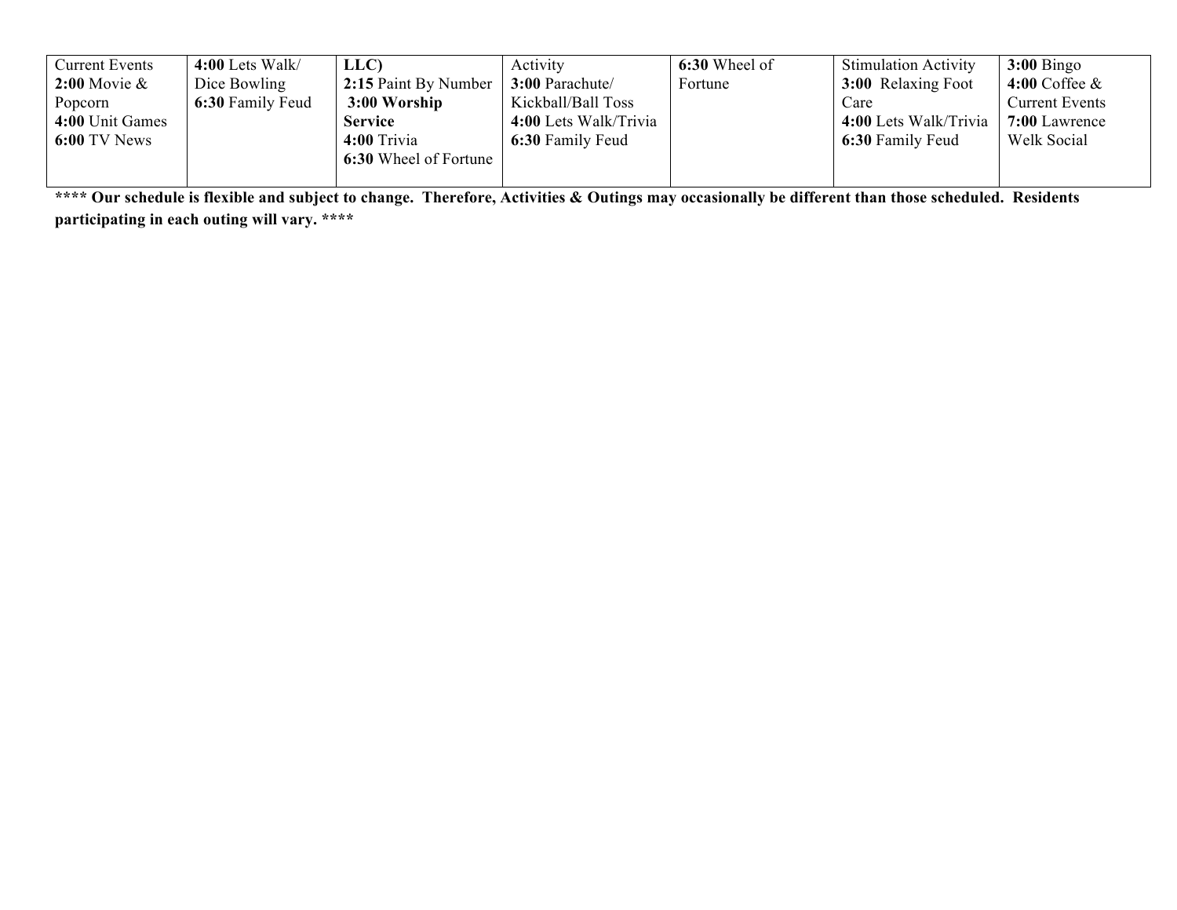| | | | | | | |
|---|---|---|---|---|---|---|
| Current Events **2:00** Movie & Popcorn **4:00** Unit Games **6:00** TV News | **4:00** Lets Walk/ Dice Bowling **6:30** Family Feud | **LLC)** **2:15** Paint By Number **3:00 Worship Service** **4:00** Trivia **6:30** Wheel of Fortune | Activity **3:00** Parachute/ Kickball/Ball Toss **4:00** Lets Walk/Trivia **6:30** Family Feud | **6:30** Wheel of Fortune | Stimulation Activity **3:00** Relaxing Foot Care **4:00** Lets Walk/Trivia **6:30** Family Feud | **3:00** Bingo **4:00** Coffee & Current Events **7:00** Lawrence Welk Social |

**\*\*\*\* Our schedule is flexible and subject to change. Therefore, Activities & Outings may occasionally be different than those scheduled. Residents participating in each outing will vary. \*\*\*\***